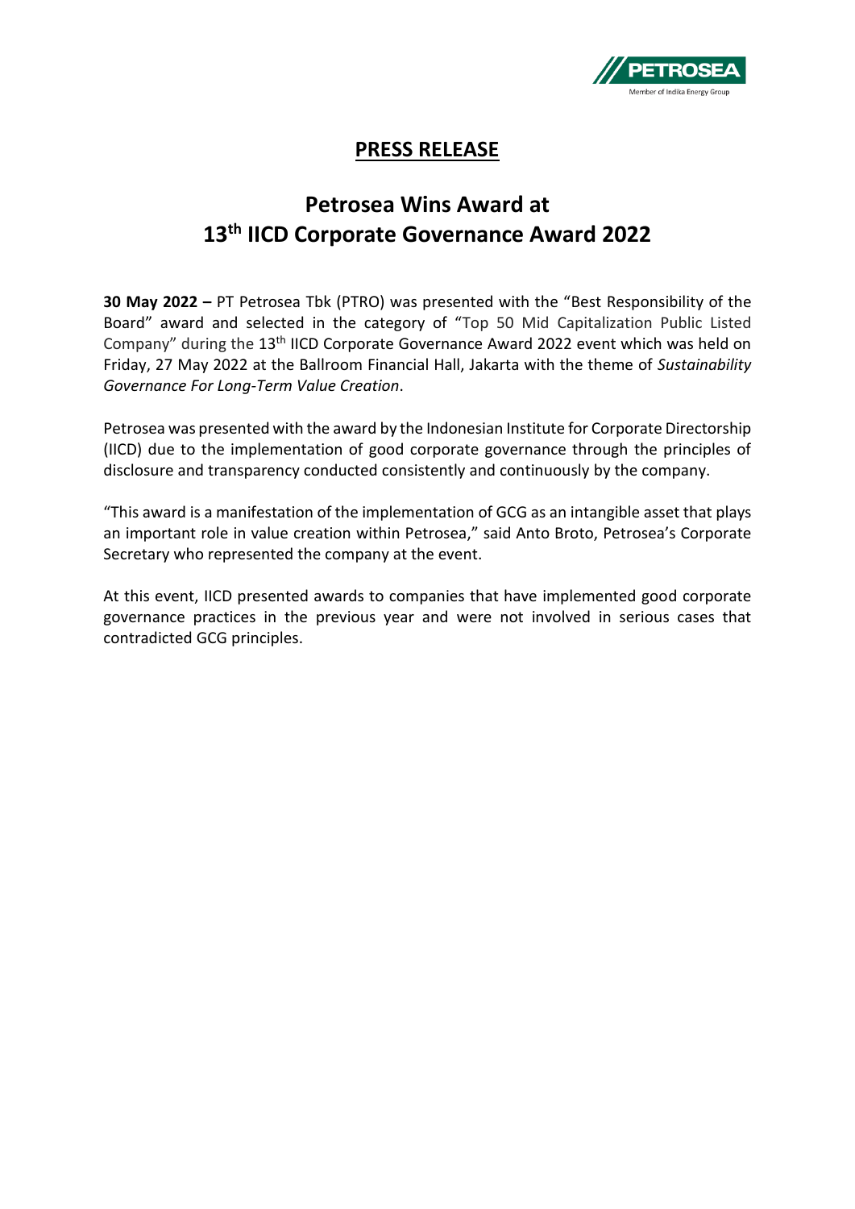# PRESS RELEASE

## Petrosea Wins Award at 13th IICD Corporate Governance Award 2022

**30 May 2022 –** PT Petrosea Tbk (PTRO) was presented with the "Best Responsibility of the Board" award and selected in the category of "Top 50 Mid Capitalization Public Listed Company" during the 13th IICD Corporate Governance Award 2022 event which was held on Friday, 27 May 2022 at the Ballroom Financial Hall, Jakarta with the theme of *Sustainability Governance For Long-Term Value Creation*.

Petrosea was presented with the award by the Indonesian Institute for Corporate Directorship (IICD) due to the implementation of good corporate governance through the principles of disclosure and transparency conducted consistently and continuously by the company.

"This award is a manifestation of the implementation of GCG as an intangible asset that plays an important role in value creation within Petrosea," said Anto Broto, Petrosea's Corporate Secretary who represented the company at the event.

At this event, IICD presented awards to companies that have implemented good corporate governance practices in the previous year and were not involved in serious cases that contradicted GCG principles.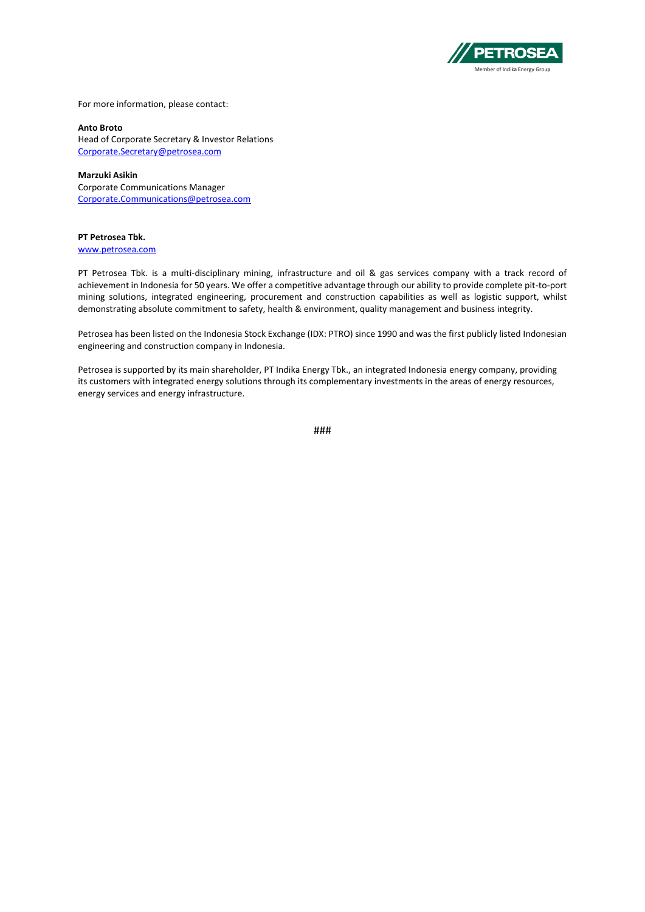For more information, please contact:

**Anto Broto**
Head of Corporate Secretary & Investor Relations
Corporate.Secretary@petrosea.com

**Marzuki Asikin**
Corporate Communications Manager
Corporate.Communications@petrosea.com

**PT Petrosea Tbk.**
www.petrosea.com

PT Petrosea Tbk. is a multi-disciplinary mining, infrastructure and oil & gas services company with a track record of achievement in Indonesia for 50 years. We offer a competitive advantage through our ability to provide complete pit-to-port mining solutions, integrated engineering, procurement and construction capabilities as well as logistic support, whilst demonstrating absolute commitment to safety, health & environment, quality management and business integrity.

Petrosea has been listed on the Indonesia Stock Exchange (IDX: PTRO) since 1990 and was the first publicly listed Indonesian engineering and construction company in Indonesia.

Petrosea is supported by its main shareholder, PT Indika Energy Tbk., an integrated Indonesia energy company, providing its customers with integrated energy solutions through its complementary investments in the areas of energy resources, energy services and energy infrastructure.

###